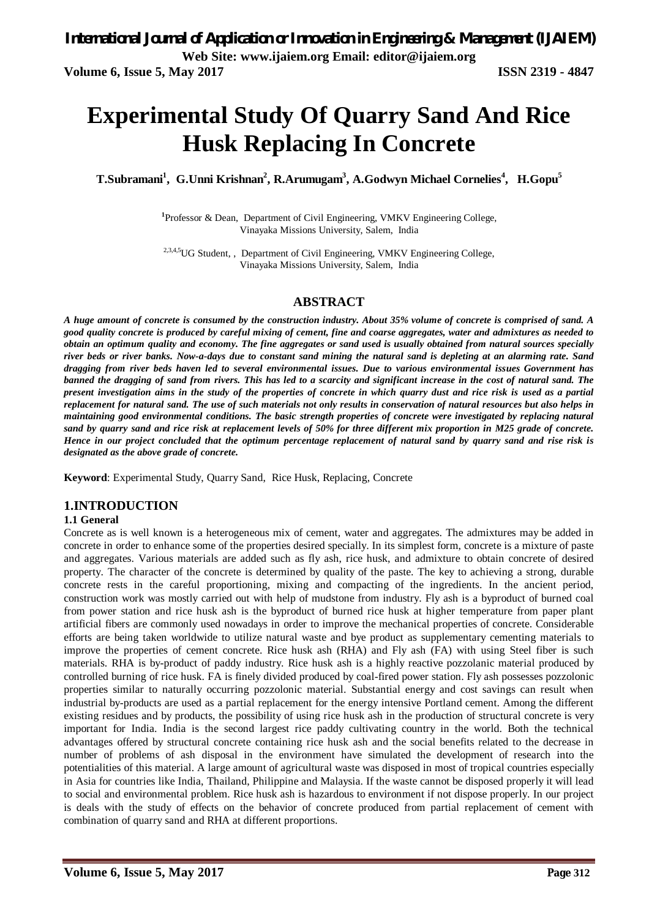# Experimental Study Of Quarry Sand And Rice Husk Replacing In Concrete

**T.Subramani[1], G.Unni Krishnan[2], R.Arumugam[3], A.Godwyn Michael Cornelies[4], H.Gopu[5]**

[1]Professor & Dean, Department of Civil Engineering, VMKV Engineering College, Vinayaka Missions University, Salem, India

[2,3,4,5]UG Student, , Department of Civil Engineering, VMKV Engineering College, Vinayaka Missions University, Salem, India

## ABSTRACT

***A huge amount of concrete is consumed by the construction industry. About 35% volume of concrete is comprised of sand. A good quality concrete is produced by careful mixing of cement, fine and coarse aggregates, water and admixtures as needed to obtain an optimum quality and economy. The fine aggregates or sand used is usually obtained from natural sources specially river beds or river banks. Now-a-days due to constant sand mining the natural sand is depleting at an alarming rate. Sand dragging from river beds haven led to several environmental issues. Due to various environmental issues Government has banned the dragging of sand from rivers. This has led to a scarcity and significant increase in the cost of natural sand. The present investigation aims in the study of the properties of concrete in which quarry dust and rice risk is used as a partial replacement for natural sand. The use of such materials not only results in conservation of natural resources but also helps in maintaining good environmental conditions. The basic strength properties of concrete were investigated by replacing natural sand by quarry sand and rice risk at replacement levels of 50% for three different mix proportion in M25 grade of concrete. Hence in our project concluded that the optimum percentage replacement of natural sand by quarry sand and rise risk is designated as the above grade of concrete.***

**Keyword**: Experimental Study, Quarry Sand, Rice Husk, Replacing, Concrete

## 1.INTRODUCTION

### 1.1 General

Concrete as is well known is a heterogeneous mix of cement, water and aggregates. The admixtures may be added in concrete in order to enhance some of the properties desired specially. In its simplest form, concrete is a mixture of paste and aggregates. Various materials are added such as fly ash, rice husk, and admixture to obtain concrete of desired property. The character of the concrete is determined by quality of the paste. The key to achieving a strong, durable concrete rests in the careful proportioning, mixing and compacting of the ingredients. In the ancient period, construction work was mostly carried out with help of mudstone from industry. Fly ash is a byproduct of burned coal from power station and rice husk ash is the byproduct of burned rice husk at higher temperature from paper plant artificial fibers are commonly used nowadays in order to improve the mechanical properties of concrete. Considerable efforts are being taken worldwide to utilize natural waste and bye product as supplementary cementing materials to improve the properties of cement concrete. Rice husk ash (RHA) and Fly ash (FA) with using Steel fiber is such materials. RHA is by-product of paddy industry. Rice husk ash is a highly reactive pozzolanic material produced by controlled burning of rice husk. FA is finely divided produced by coal-fired power station. Fly ash possesses pozzolonic properties similar to naturally occurring pozzolonic material. Substantial energy and cost savings can result when industrial by-products are used as a partial replacement for the energy intensive Portland cement. Among the different existing residues and by products, the possibility of using rice husk ash in the production of structural concrete is very important for India. India is the second largest rice paddy cultivating country in the world. Both the technical advantages offered by structural concrete containing rice husk ash and the social benefits related to the decrease in number of problems of ash disposal in the environment have simulated the development of research into the potentialities of this material. A large amount of agricultural waste was disposed in most of tropical countries especially in Asia for countries like India, Thailand, Philippine and Malaysia. If the waste cannot be disposed properly it will lead to social and environmental problem. Rice husk ash is hazardous to environment if not dispose properly. In our project is deals with the study of effects on the behavior of concrete produced from partial replacement of cement with combination of quarry sand and RHA at different proportions.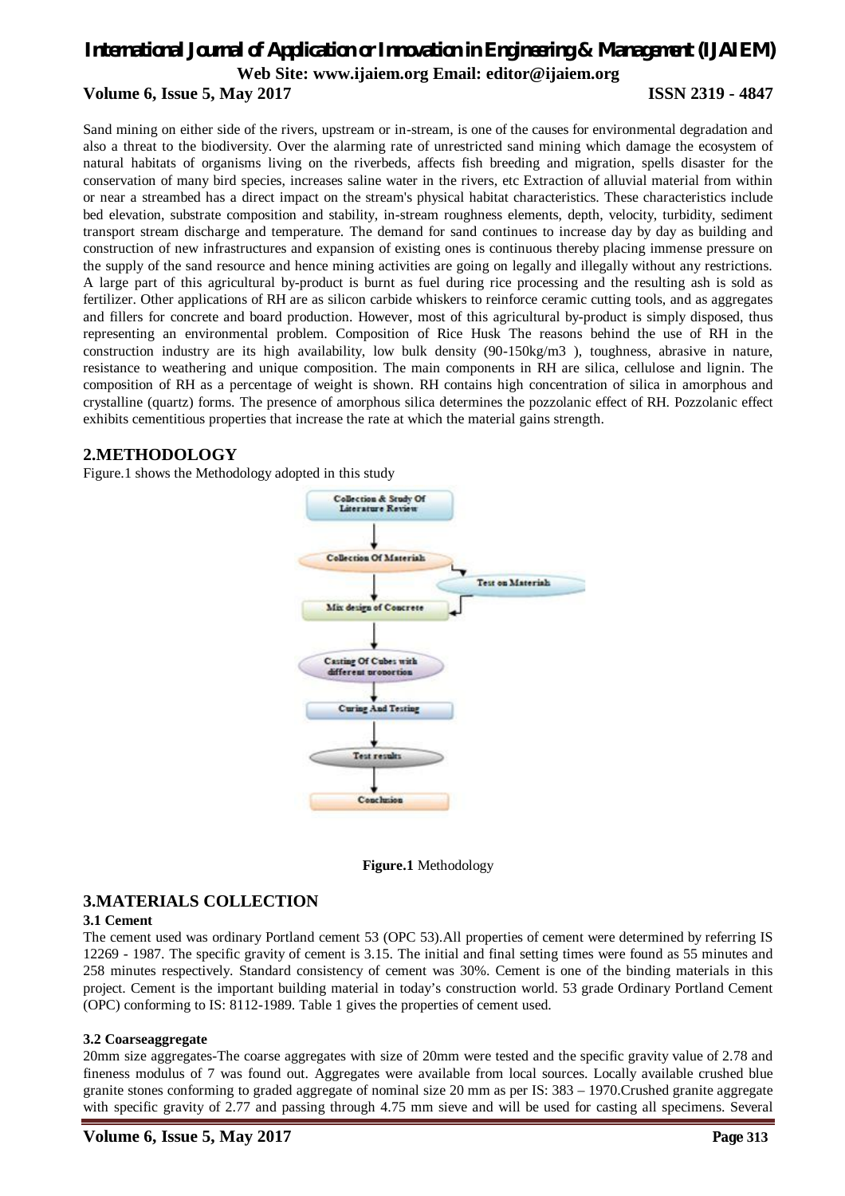Sand mining on either side of the rivers, upstream or in-stream, is one of the causes for environmental degradation and also a threat to the biodiversity. Over the alarming rate of unrestricted sand mining which damage the ecosystem of natural habitats of organisms living on the riverbeds, affects fish breeding and migration, spells disaster for the conservation of many bird species, increases saline water in the rivers, etc Extraction of alluvial material from within or near a streambed has a direct impact on the stream's physical habitat characteristics. These characteristics include bed elevation, substrate composition and stability, in-stream roughness elements, depth, velocity, turbidity, sediment transport stream discharge and temperature. The demand for sand continues to increase day by day as building and construction of new infrastructures and expansion of existing ones is continuous thereby placing immense pressure on the supply of the sand resource and hence mining activities are going on legally and illegally without any restrictions. A large part of this agricultural by-product is burnt as fuel during rice processing and the resulting ash is sold as fertilizer. Other applications of RH are as silicon carbide whiskers to reinforce ceramic cutting tools, and as aggregates and fillers for concrete and board production. However, most of this agricultural by-product is simply disposed, thus representing an environmental problem. Composition of Rice Husk The reasons behind the use of RH in the construction industry are its high availability, low bulk density (90-150kg/m3 ), toughness, abrasive in nature, resistance to weathering and unique composition. The main components in RH are silica, cellulose and lignin. The composition of RH as a percentage of weight is shown. RH contains high concentration of silica in amorphous and crystalline (quartz) forms. The presence of amorphous silica determines the pozzolanic effect of RH. Pozzolanic effect exhibits cementitious properties that increase the rate at which the material gains strength.

## 2.METHODOLOGY

Figure.1 shows the Methodology adopted in this study

Collection & Study Of Literature Review → Collection Of Materials → Test on Materials → Mix design of Concrete → Casting Of Cubes with different proportion → Curing And Testing → Test results → Conclusion

**Figure.1** Methodology

## 3.MATERIALS COLLECTION

### 3.1 Cement

The cement used was ordinary Portland cement 53 (OPC 53).All properties of cement were determined by referring IS 12269 - 1987. The specific gravity of cement is 3.15. The initial and final setting times were found as 55 minutes and 258 minutes respectively. Standard consistency of cement was 30%. Cement is one of the binding materials in this project. Cement is the important building material in today's construction world. 53 grade Ordinary Portland Cement (OPC) conforming to IS: 8112-1989. Table 1 gives the properties of cement used.

### 3.2 Coarseaggregate

20mm size aggregates-The coarse aggregates with size of 20mm were tested and the specific gravity value of 2.78 and fineness modulus of 7 was found out. Aggregates were available from local sources. Locally available crushed blue granite stones conforming to graded aggregate of nominal size 20 mm as per IS: 383 – 1970.Crushed granite aggregate with specific gravity of 2.77 and passing through 4.75 mm sieve and will be used for casting all specimens. Several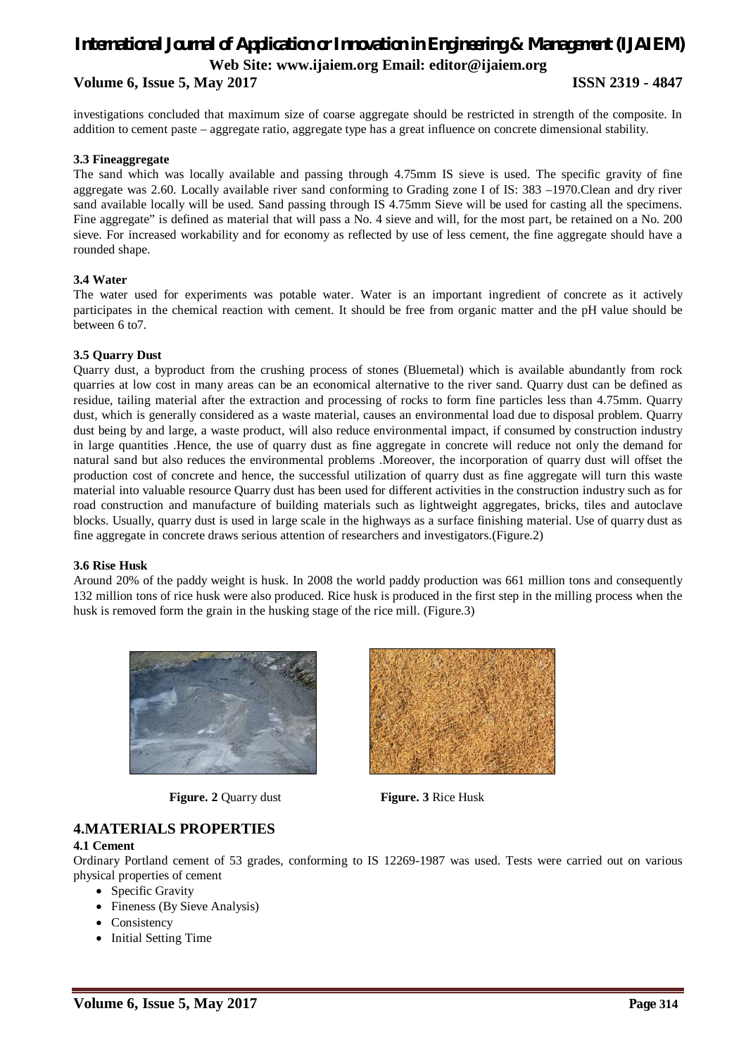investigations concluded that maximum size of coarse aggregate should be restricted in strength of the composite. In addition to cement paste – aggregate ratio, aggregate type has a great influence on concrete dimensional stability.

### 3.3 Fineaggregate

The sand which was locally available and passing through 4.75mm IS sieve is used. The specific gravity of fine aggregate was 2.60. Locally available river sand conforming to Grading zone I of IS: 383 –1970.Clean and dry river sand available locally will be used. Sand passing through IS 4.75mm Sieve will be used for casting all the specimens. Fine aggregate" is defined as material that will pass a No. 4 sieve and will, for the most part, be retained on a No. 200 sieve. For increased workability and for economy as reflected by use of less cement, the fine aggregate should have a rounded shape.

### 3.4 Water

The water used for experiments was potable water. Water is an important ingredient of concrete as it actively participates in the chemical reaction with cement. It should be free from organic matter and the pH value should be between 6 to7.

### 3.5 Quarry Dust

Quarry dust, a byproduct from the crushing process of stones (Bluemetal) which is available abundantly from rock quarries at low cost in many areas can be an economical alternative to the river sand. Quarry dust can be defined as residue, tailing material after the extraction and processing of rocks to form fine particles less than 4.75mm. Quarry dust, which is generally considered as a waste material, causes an environmental load due to disposal problem. Quarry dust being by and large, a waste product, will also reduce environmental impact, if consumed by construction industry in large quantities .Hence, the use of quarry dust as fine aggregate in concrete will reduce not only the demand for natural sand but also reduces the environmental problems .Moreover, the incorporation of quarry dust will offset the production cost of concrete and hence, the successful utilization of quarry dust as fine aggregate will turn this waste material into valuable resource Quarry dust has been used for different activities in the construction industry such as for road construction and manufacture of building materials such as lightweight aggregates, bricks, tiles and autoclave blocks. Usually, quarry dust is used in large scale in the highways as a surface finishing material. Use of quarry dust as fine aggregate in concrete draws serious attention of researchers and investigators.(Figure.2)

### 3.6 Rise Husk

Around 20% of the paddy weight is husk. In 2008 the world paddy production was 661 million tons and consequently 132 million tons of rice husk were also produced. Rice husk is produced in the first step in the milling process when the husk is removed form the grain in the husking stage of the rice mill. (Figure.3)

**Figure. 2** Quarry dust

**Figure. 3** Rice Husk

## 4.MATERIALS PROPERTIES

### 4.1 Cement

Ordinary Portland cement of 53 grades, conforming to IS 12269-1987 was used. Tests were carried out on various physical properties of cement

- Specific Gravity
- Fineness (By Sieve Analysis)
- Consistency
- Initial Setting Time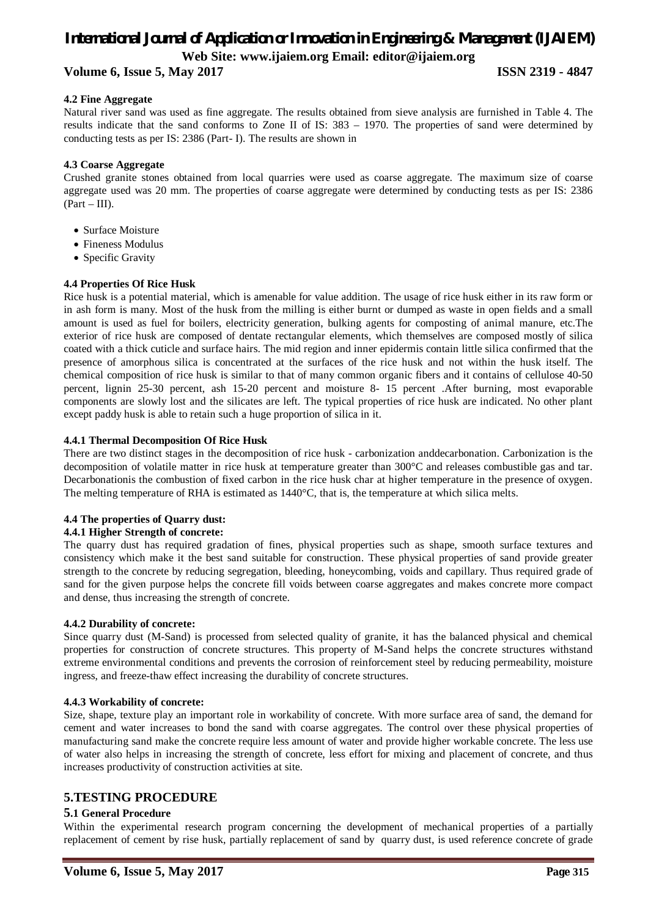#### 4.2 Fine Aggregate

Natural river sand was used as fine aggregate. The results obtained from sieve analysis are furnished in Table 4. The results indicate that the sand conforms to Zone II of IS: 383 – 1970. The properties of sand were determined by conducting tests as per IS: 2386 (Part- I). The results are shown in

#### 4.3 Coarse Aggregate

Crushed granite stones obtained from local quarries were used as coarse aggregate. The maximum size of coarse aggregate used was 20 mm. The properties of coarse aggregate were determined by conducting tests as per IS: 2386 (Part – III).

- Surface Moisture
- Fineness Modulus
- Specific Gravity

#### 4.4 Properties Of Rice Husk

Rice husk is a potential material, which is amenable for value addition. The usage of rice husk either in its raw form or in ash form is many. Most of the husk from the milling is either burnt or dumped as waste in open fields and a small amount is used as fuel for boilers, electricity generation, bulking agents for composting of animal manure, etc.The exterior of rice husk are composed of dentate rectangular elements, which themselves are composed mostly of silica coated with a thick cuticle and surface hairs. The mid region and inner epidermis contain little silica confirmed that the presence of amorphous silica is concentrated at the surfaces of the rice husk and not within the husk itself. The chemical composition of rice husk is similar to that of many common organic fibers and it contains of cellulose 40-50 percent, lignin 25-30 percent, ash 15-20 percent and moisture 8- 15 percent .After burning, most evaporable components are slowly lost and the silicates are left. The typical properties of rice husk are indicated. No other plant except paddy husk is able to retain such a huge proportion of silica in it.

#### 4.4.1 Thermal Decomposition Of Rice Husk

There are two distinct stages in the decomposition of rice husk - carbonization anddecarbonation. Carbonization is the decomposition of volatile matter in rice husk at temperature greater than 300°C and releases combustible gas and tar. Decarbonationis the combustion of fixed carbon in the rice husk char at higher temperature in the presence of oxygen. The melting temperature of RHA is estimated as 1440°C, that is, the temperature at which silica melts.

#### 4.4 The properties of Quarry dust:

#### 4.4.1 Higher Strength of concrete:

The quarry dust has required gradation of fines, physical properties such as shape, smooth surface textures and consistency which make it the best sand suitable for construction. These physical properties of sand provide greater strength to the concrete by reducing segregation, bleeding, honeycombing, voids and capillary. Thus required grade of sand for the given purpose helps the concrete fill voids between coarse aggregates and makes concrete more compact and dense, thus increasing the strength of concrete.

#### 4.4.2 Durability of concrete:

Since quarry dust (M-Sand) is processed from selected quality of granite, it has the balanced physical and chemical properties for construction of concrete structures. This property of M-Sand helps the concrete structures withstand extreme environmental conditions and prevents the corrosion of reinforcement steel by reducing permeability, moisture ingress, and freeze-thaw effect increasing the durability of concrete structures.

#### 4.4.3 Workability of concrete:

Size, shape, texture play an important role in workability of concrete. With more surface area of sand, the demand for cement and water increases to bond the sand with coarse aggregates. The control over these physical properties of manufacturing sand make the concrete require less amount of water and provide higher workable concrete. The less use of water also helps in increasing the strength of concrete, less effort for mixing and placement of concrete, and thus increases productivity of construction activities at site.

## 5.TESTING PROCEDURE

### 5.1 General Procedure

Within the experimental research program concerning the development of mechanical properties of a partially replacement of cement by rise husk, partially replacement of sand by quarry dust, is used reference concrete of grade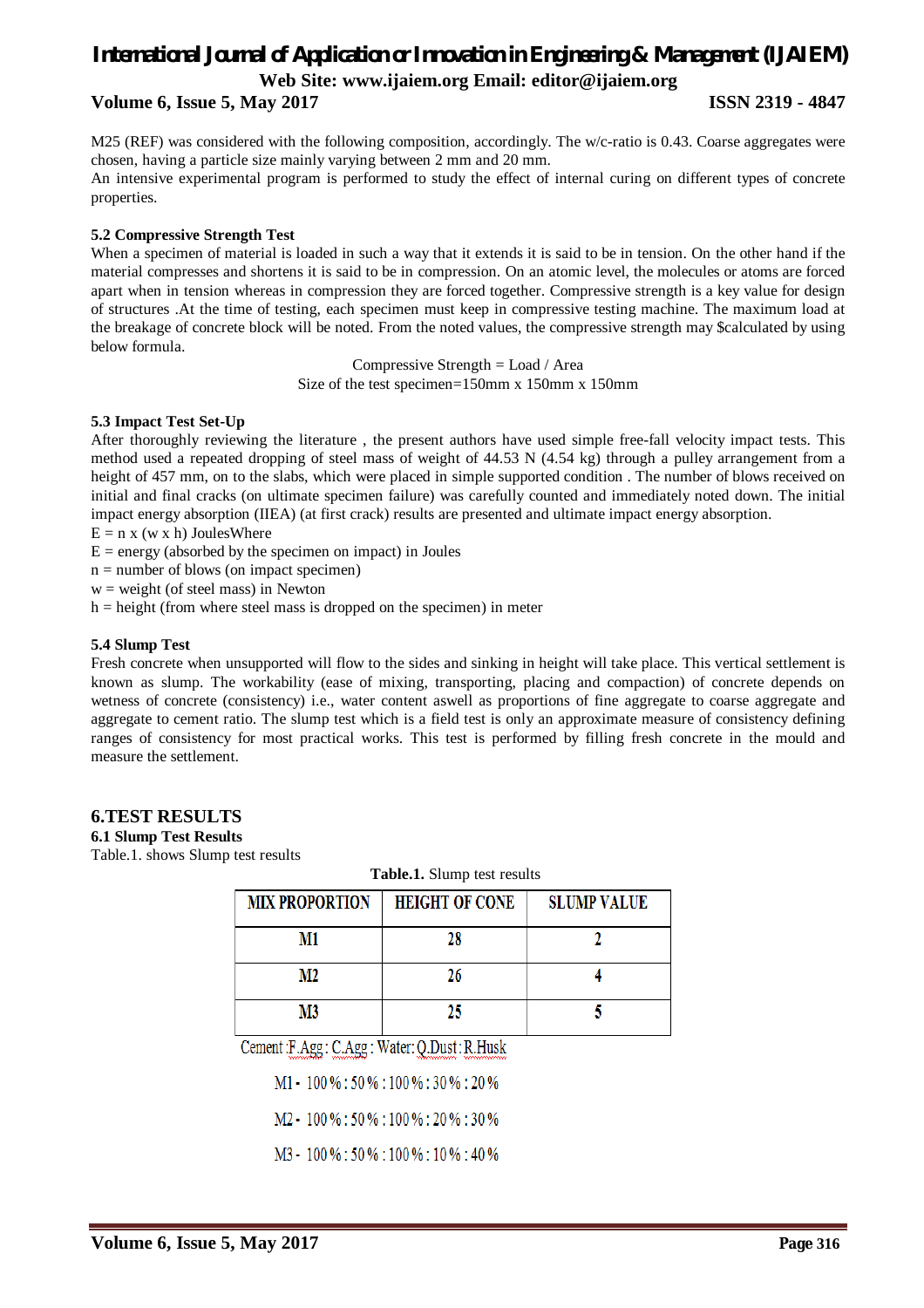M25 (REF) was considered with the following composition, accordingly. The w/c-ratio is 0.43. Coarse aggregates were chosen, having a particle size mainly varying between 2 mm and 20 mm.

An intensive experimental program is performed to study the effect of internal curing on different types of concrete properties.

### 5.2 Compressive Strength Test

When a specimen of material is loaded in such a way that it extends it is said to be in tension. On the other hand if the material compresses and shortens it is said to be in compression. On an atomic level, the molecules or atoms are forced apart when in tension whereas in compression they are forced together. Compressive strength is a key value for design of structures .At the time of testing, each specimen must keep in compressive testing machine. The maximum load at the breakage of concrete block will be noted. From the noted values, the compressive strength may $calculated by using below formula.

Compressive Strength = Load / Area

Size of the test specimen=150mm x 150mm x 150mm

### 5.3 Impact Test Set-Up

After thoroughly reviewing the literature , the present authors have used simple free-fall velocity impact tests. This method used a repeated dropping of steel mass of weight of 44.53 N (4.54 kg) through a pulley arrangement from a height of 457 mm, on to the slabs, which were placed in simple supported condition . The number of blows received on initial and final cracks (on ultimate specimen failure) was carefully counted and immediately noted down. The initial impact energy absorption (IIEA) (at first crack) results are presented and ultimate impact energy absorption.

$E = n \times (w \times h)$ JoulesWhere

E = energy (absorbed by the specimen on impact) in Joules

n = number of blows (on impact specimen)

w = weight (of steel mass) in Newton

h = height (from where steel mass is dropped on the specimen) in meter

### 5.4 Slump Test

Fresh concrete when unsupported will flow to the sides and sinking in height will take place. This vertical settlement is known as slump. The workability (ease of mixing, transporting, placing and compaction) of concrete depends on wetness of concrete (consistency) i.e., water content aswell as proportions of fine aggregate to coarse aggregate and aggregate to cement ratio. The slump test which is a field test is only an approximate measure of consistency defining ranges of consistency for most practical works. This test is performed by filling fresh concrete in the mould and measure the settlement.

## 6.TEST RESULTS

### 6.1 Slump Test Results

Table.1. shows Slump test results

**Table.1.** Slump test results

| MIX PROPORTION | HEIGHT OF CONE | SLUMP VALUE |
|---|---|---|
| M1 | 28 | 2 |
| M2 | 26 | 4 |
| M3 | 25 | 5 |

Cement :F.Agg : C.Agg : Water: Q.Dust : R.Husk

M1 - 100 % : 50 % : 100 % : 30 % : 20 %

M2 - 100 % : 50 % : 100 % : 20 % : 30 %

M3 - 100 % : 50 % : 100 % : 10 % : 40 %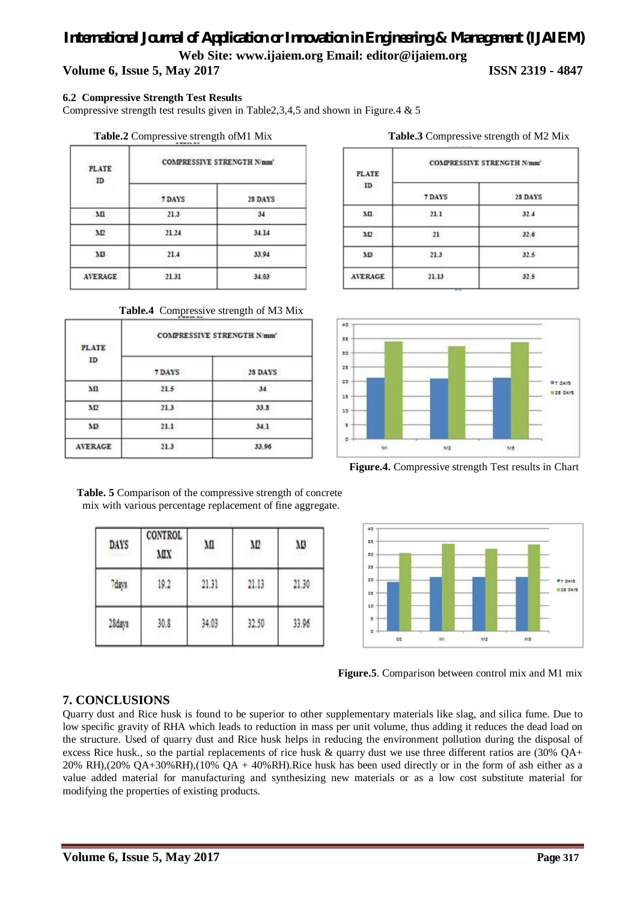### 6.2 Compressive Strength Test Results

Compressive strength test results given in Table2,3,4,5 and shown in Figure.4 & 5

**Table.2** Compressive strength ofM1 Mix

| PLATE ID | COMPRESSIVE STRENGTH N/mm² | |
|---|---|---|
| | 7 DAYS | 28 DAYS |
| M1 | 21.3 | 34 |
| M2 | 21.24 | 34.14 |
| M3 | 21.4 | 33.94 |
| AVERAGE | 21.31 | 34.03 |

**Table.3** Compressive strength of M2 Mix

| PLATE ID | COMPRESSIVE STRENGTH N/mm² | |
|---|---|---|
| | 7 DAYS | 28 DAYS |
| M1 | 21.1 | 32.4 |
| M2 | 21 | 32.6 |
| M3 | 21.3 | 32.5 |
| AVERAGE | 21.13 | 32.5 |

**Table.4** Compressive strength of M3 Mix

| PLATE ID | COMPRESSIVE STRENGTH N/mm² | |
|---|---|---|
| | 7 DAYS | 28 DAYS |
| M1 | 21.5 | 34 |
| M2 | 21.3 | 33.8 |
| M3 | 21.1 | 34.1 |
| AVERAGE | 21.3 | 33.96 |

**Figure.4.** Compressive strength Test results in Chart

**Table. 5** Comparison of the compressive strength of concrete mix with various percentage replacement of fine aggregate.

| DAYS | CONTROL MIX | M1 | M2 | M3 |
|---|---|---|---|---|
| 7days | 19.2 | 21.31 | 21.13 | 21.30 |
| 28days | 30.8 | 34.03 | 32.50 | 33.96 |

**Figure.5**. Comparison between control mix and M1 mix

## 7. CONCLUSIONS

Quarry dust and Rice husk is found to be superior to other supplementary materials like slag, and silica fume. Due to low specific gravity of RHA which leads to reduction in mass per unit volume, thus adding it reduces the dead load on the structure. Used of quarry dust and Rice husk helps in reducing the environment pollution during the disposal of excess Rice husk., so the partial replacements of rice husk & quarry dust we use three different ratios are (30% QA+ 20% RH),(20% QA+30%RH),(10% QA + 40%RH).Rice husk has been used directly or in the form of ash either as a value added material for manufacturing and synthesizing new materials or as a low cost substitute material for modifying the properties of existing products.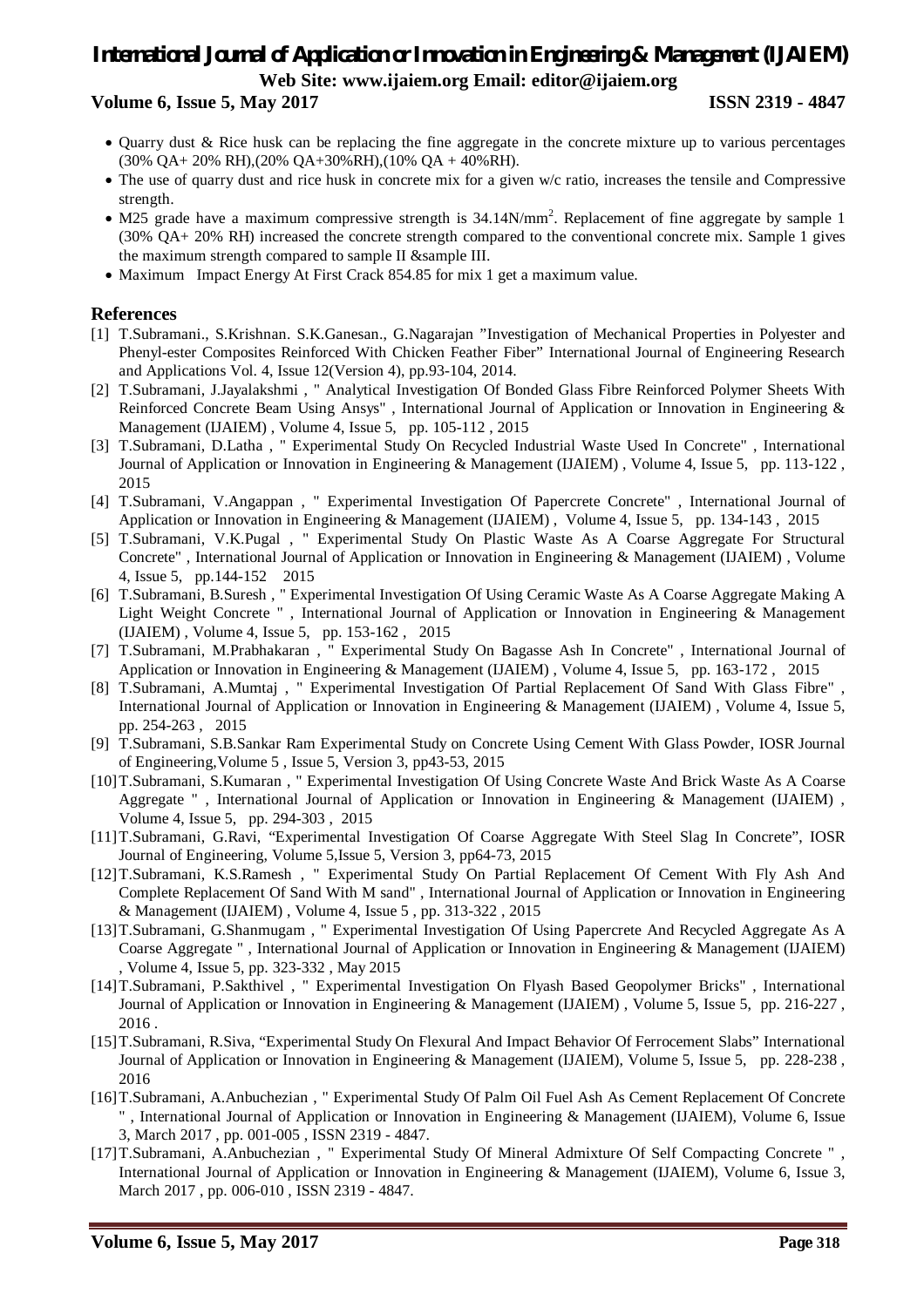- Quarry dust & Rice husk can be replacing the fine aggregate in the concrete mixture up to various percentages (30% QA+ 20% RH),(20% QA+30%RH),(10% QA + 40%RH).
- The use of quarry dust and rice husk in concrete mix for a given w/c ratio, increases the tensile and Compressive strength.
- M25 grade have a maximum compressive strength is 34.14N/mm$^2$. Replacement of fine aggregate by sample 1 (30% QA+ 20% RH) increased the concrete strength compared to the conventional concrete mix. Sample 1 gives the maximum strength compared to sample II &sample III.
- Maximum Impact Energy At First Crack 854.85 for mix 1 get a maximum value.

## References

[1] T.Subramani., S.Krishnan. S.K.Ganesan., G.Nagarajan "Investigation of Mechanical Properties in Polyester and Phenyl-ester Composites Reinforced With Chicken Feather Fiber" International Journal of Engineering Research and Applications Vol. 4, Issue 12(Version 4), pp.93-104, 2014.

[2] T.Subramani, J.Jayalakshmi , " Analytical Investigation Of Bonded Glass Fibre Reinforced Polymer Sheets With Reinforced Concrete Beam Using Ansys" , International Journal of Application or Innovation in Engineering & Management (IJAIEM) , Volume 4, Issue 5, pp. 105-112 , 2015

[3] T.Subramani, D.Latha , " Experimental Study On Recycled Industrial Waste Used In Concrete" , International Journal of Application or Innovation in Engineering & Management (IJAIEM) , Volume 4, Issue 5, pp. 113-122 , 2015

[4] T.Subramani, V.Angappan , " Experimental Investigation Of Papercrete Concrete" , International Journal of Application or Innovation in Engineering & Management (IJAIEM) , Volume 4, Issue 5, pp. 134-143 , 2015

[5] T.Subramani, V.K.Pugal , " Experimental Study On Plastic Waste As A Coarse Aggregate For Structural Concrete" , International Journal of Application or Innovation in Engineering & Management (IJAIEM) , Volume 4, Issue 5, pp.144-152 2015

[6] T.Subramani, B.Suresh , " Experimental Investigation Of Using Ceramic Waste As A Coarse Aggregate Making A Light Weight Concrete " , International Journal of Application or Innovation in Engineering & Management (IJAIEM) , Volume 4, Issue 5, pp. 153-162 , 2015

[7] T.Subramani, M.Prabhakaran , " Experimental Study On Bagasse Ash In Concrete" , International Journal of Application or Innovation in Engineering & Management (IJAIEM) , Volume 4, Issue 5, pp. 163-172 , 2015

[8] T.Subramani, A.Mumtaj , " Experimental Investigation Of Partial Replacement Of Sand With Glass Fibre" , International Journal of Application or Innovation in Engineering & Management (IJAIEM) , Volume 4, Issue 5, pp. 254-263 , 2015

[9] T.Subramani, S.B.Sankar Ram Experimental Study on Concrete Using Cement With Glass Powder, IOSR Journal of Engineering,Volume 5 , Issue 5, Version 3, pp43-53, 2015

[10] T.Subramani, S.Kumaran , " Experimental Investigation Of Using Concrete Waste And Brick Waste As A Coarse Aggregate " , International Journal of Application or Innovation in Engineering & Management (IJAIEM) , Volume 4, Issue 5, pp. 294-303 , 2015

[11] T.Subramani, G.Ravi, "Experimental Investigation Of Coarse Aggregate With Steel Slag In Concrete", IOSR Journal of Engineering, Volume 5,Issue 5, Version 3, pp64-73, 2015

[12] T.Subramani, K.S.Ramesh , " Experimental Study On Partial Replacement Of Cement With Fly Ash And Complete Replacement Of Sand With M sand" , International Journal of Application or Innovation in Engineering & Management (IJAIEM) , Volume 4, Issue 5 , pp. 313-322 , 2015

[13] T.Subramani, G.Shanmugam , " Experimental Investigation Of Using Papercrete And Recycled Aggregate As A Coarse Aggregate " , International Journal of Application or Innovation in Engineering & Management (IJAIEM) , Volume 4, Issue 5, pp. 323-332 , May 2015

[14] T.Subramani, P.Sakthivel , " Experimental Investigation On Flyash Based Geopolymer Bricks" , International Journal of Application or Innovation in Engineering & Management (IJAIEM) , Volume 5, Issue 5, pp. 216-227 , 2016 .

[15] T.Subramani, R.Siva, "Experimental Study On Flexural And Impact Behavior Of Ferrocement Slabs" International Journal of Application or Innovation in Engineering & Management (IJAIEM), Volume 5, Issue 5, pp. 228-238 , 2016

[16] T.Subramani, A.Anbuchezian , " Experimental Study Of Palm Oil Fuel Ash As Cement Replacement Of Concrete " , International Journal of Application or Innovation in Engineering & Management (IJAIEM), Volume 6, Issue 3, March 2017 , pp. 001-005 , ISSN 2319 - 4847.

[17] T.Subramani, A.Anbuchezian , " Experimental Study Of Mineral Admixture Of Self Compacting Concrete " , International Journal of Application or Innovation in Engineering & Management (IJAIEM), Volume 6, Issue 3, March 2017 , pp. 006-010 , ISSN 2319 - 4847.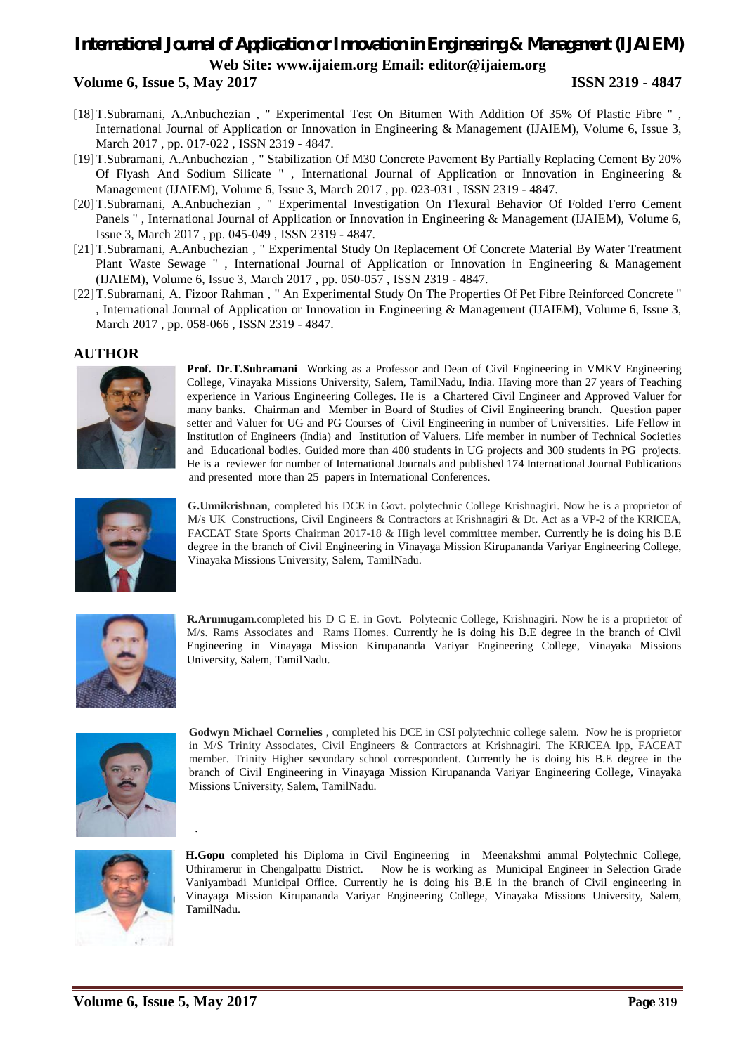[18] T.Subramani, A.Anbuchezian , " Experimental Test On Bitumen With Addition Of 35% Of Plastic Fibre " , International Journal of Application or Innovation in Engineering & Management (IJAIEM), Volume 6, Issue 3, March 2017 , pp. 017-022 , ISSN 2319 - 4847.

[19] T.Subramani, A.Anbuchezian , " Stabilization Of M30 Concrete Pavement By Partially Replacing Cement By 20% Of Flyash And Sodium Silicate " , International Journal of Application or Innovation in Engineering & Management (IJAIEM), Volume 6, Issue 3, March 2017 , pp. 023-031 , ISSN 2319 - 4847.

[20] T.Subramani, A.Anbuchezian , " Experimental Investigation On Flexural Behavior Of Folded Ferro Cement Panels " , International Journal of Application or Innovation in Engineering & Management (IJAIEM), Volume 6, Issue 3, March 2017 , pp. 045-049 , ISSN 2319 - 4847.

[21] T.Subramani, A.Anbuchezian , " Experimental Study On Replacement Of Concrete Material By Water Treatment Plant Waste Sewage " , International Journal of Application or Innovation in Engineering & Management (IJAIEM), Volume 6, Issue 3, March 2017 , pp. 050-057 , ISSN 2319 - 4847.

[22] T.Subramani, A. Fizoor Rahman , " An Experimental Study On The Properties Of Pet Fibre Reinforced Concrete " , International Journal of Application or Innovation in Engineering & Management (IJAIEM), Volume 6, Issue 3, March 2017 , pp. 058-066 , ISSN 2319 - 4847.

## AUTHOR

**Prof. Dr.T.Subramani** Working as a Professor and Dean of Civil Engineering in VMKV Engineering College, Vinayaka Missions University, Salem, TamilNadu, India. Having more than 27 years of Teaching experience in Various Engineering Colleges. He is a Chartered Civil Engineer and Approved Valuer for many banks. Chairman and Member in Board of Studies of Civil Engineering branch. Question paper setter and Valuer for UG and PG Courses of Civil Engineering in number of Universities. Life Fellow in Institution of Engineers (India) and Institution of Valuers. Life member in number of Technical Societies and Educational bodies. Guided more than 400 students in UG projects and 300 students in PG projects. He is a reviewer for number of International Journals and published 174 International Journal Publications and presented more than 25 papers in International Conferences.

**G.Unnikrishnan**, completed his DCE in Govt. polytechnic College Krishnagiri. Now he is a proprietor of M/s UK Constructions, Civil Engineers & Contractors at Krishnagiri & Dt. Act as a VP-2 of the KRICEA, FACEAT State Sports Chairman 2017-18 & High level committee member. Currently he is doing his B.E degree in the branch of Civil Engineering in Vinayaga Mission Kirupananda Variyar Engineering College, Vinayaka Missions University, Salem, TamilNadu.

**R.Arumugam**.completed his D C E. in Govt. Polytecnic College, Krishnagiri. Now he is a proprietor of M/s. Rams Associates and Rams Homes. Currently he is doing his B.E degree in the branch of Civil Engineering in Vinayaga Mission Kirupananda Variyar Engineering College, Vinayaka Missions University, Salem, TamilNadu.

**Godwyn Michael Cornelies** , completed his DCE in CSI polytechnic college salem. Now he is proprietor in M/S Trinity Associates, Civil Engineers & Contractors at Krishnagiri. The KRICEA Ipp, FACEAT member. Trinity Higher secondary school correspondent. Currently he is doing his B.E degree in the branch of Civil Engineering in Vinayaga Mission Kirupananda Variyar Engineering College, Vinayaka Missions University, Salem, TamilNadu.

**H.Gopu** completed his Diploma in Civil Engineering in Meenakshmi ammal Polytechnic College, Uthiramerur in Chengalpattu District. Now he is working as Municipal Engineer in Selection Grade Vaniyambadi Municipal Office. Currently he is doing his B.E in the branch of Civil engineering in Vinayaga Mission Kirupananda Variyar Engineering College, Vinayaka Missions University, Salem, TamilNadu.